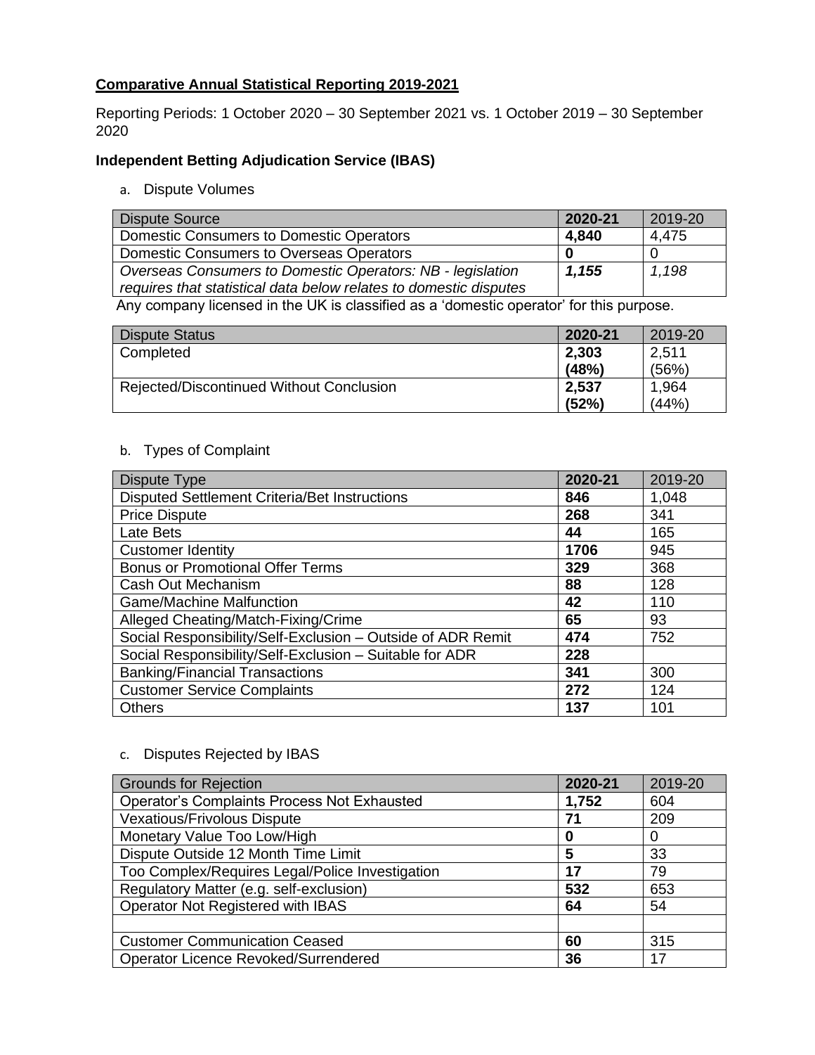**Comparative Annual Statistical Reporting 2019-2021**

Reporting Periods: 1 October 2020 – 30 September 2021 vs. 1 October 2019 – 30 September 2020

### Independent Betting Adjudication Service (IBAS)

a. Dispute Volumes

| Dispute Source | 2020-21 | 2019-20 |
|---|---|---|
| Domestic Consumers to Domestic Operators | **4,840** | 4,475 |
| Domestic Consumers to Overseas Operators | **0** | 0 |
| *Overseas Consumers to Domestic Operators: NB - legislation requires that statistical data below relates to domestic disputes* | ***1,155*** | *1,198* |

Any company licensed in the UK is classified as a 'domestic operator' for this purpose.

| Dispute Status | 2020-21 | 2019-20 |
|---|---|---|
| Completed | **2,303 (48%)** | 2,511 (56%) |
| Rejected/Discontinued Without Conclusion | **2,537 (52%)** | 1,964 (44%) |

b. Types of Complaint

| Dispute Type | 2020-21 | 2019-20 |
|---|---|---|
| Disputed Settlement Criteria/Bet Instructions | **846** | 1,048 |
| Price Dispute | **268** | 341 |
| Late Bets | **44** | 165 |
| Customer Identity | **1706** | 945 |
| Bonus or Promotional Offer Terms | **329** | 368 |
| Cash Out Mechanism | **88** | 128 |
| Game/Machine Malfunction | **42** | 110 |
| Alleged Cheating/Match-Fixing/Crime | **65** | 93 |
| Social Responsibility/Self-Exclusion – Outside of ADR Remit | **474** | 752 |
| Social Responsibility/Self-Exclusion – Suitable for ADR | **228** | |
| Banking/Financial Transactions | **341** | 300 |
| Customer Service Complaints | **272** | 124 |
| Others | **137** | 101 |

c. Disputes Rejected by IBAS

| Grounds for Rejection | 2020-21 | 2019-20 |
|---|---|---|
| Operator's Complaints Process Not Exhausted | **1,752** | 604 |
| Vexatious/Frivolous Dispute | **71** | 209 |
| Monetary Value Too Low/High | **0** | 0 |
| Dispute Outside 12 Month Time Limit | **5** | 33 |
| Too Complex/Requires Legal/Police Investigation | **17** | 79 |
| Regulatory Matter (e.g. self-exclusion) | **532** | 653 |
| Operator Not Registered with IBAS | **64** | 54 |
| | | |
| Customer Communication Ceased | **60** | 315 |
| Operator Licence Revoked/Surrendered | **36** | 17 |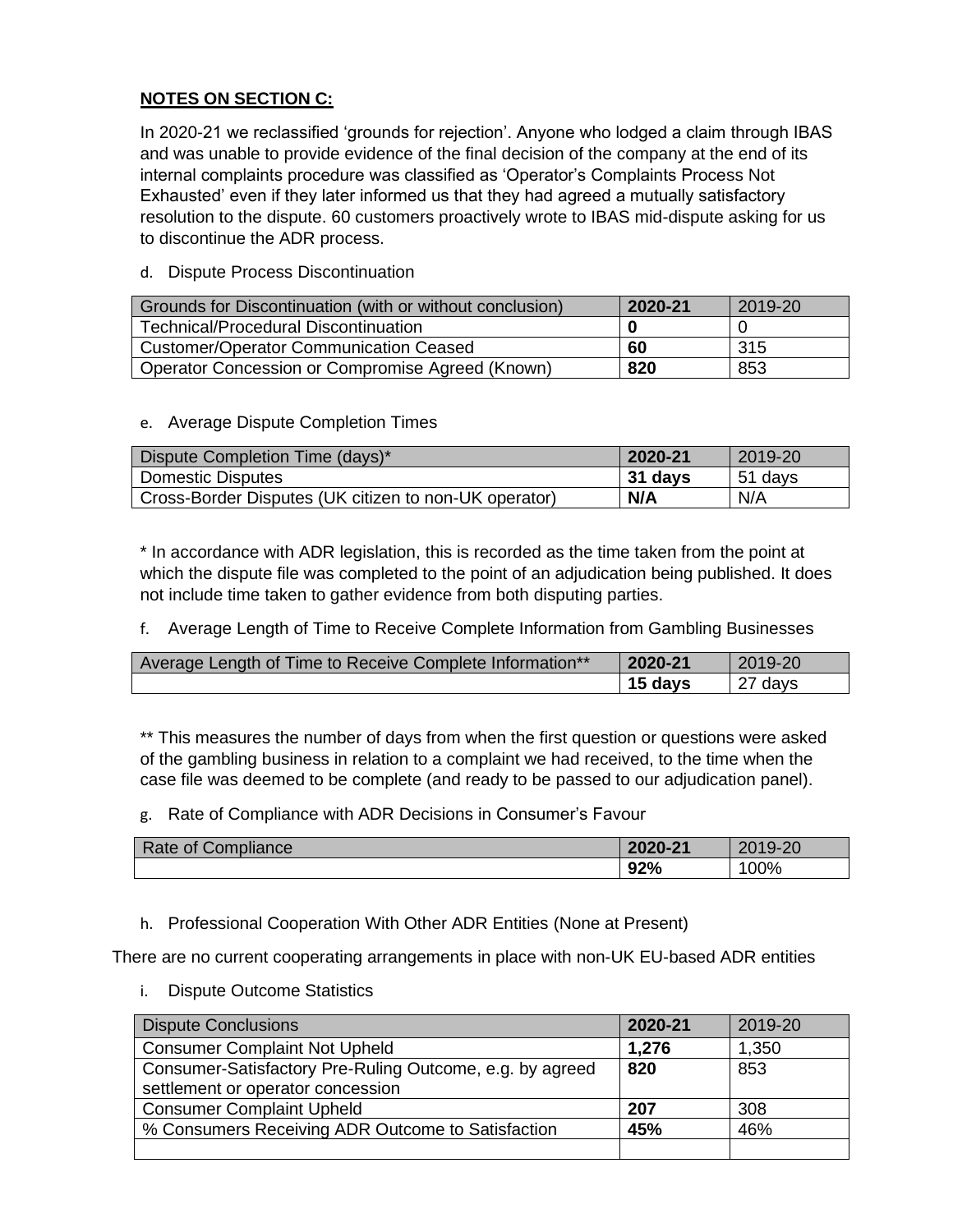**NOTES ON SECTION C:**

In 2020-21 we reclassified 'grounds for rejection'. Anyone who lodged a claim through IBAS and was unable to provide evidence of the final decision of the company at the end of its internal complaints procedure was classified as 'Operator's Complaints Process Not Exhausted' even if they later informed us that they had agreed a mutually satisfactory resolution to the dispute. 60 customers proactively wrote to IBAS mid-dispute asking for us to discontinue the ADR process.

d. Dispute Process Discontinuation

| Grounds for Discontinuation (with or without conclusion) | **2020-21** | 2019-20 |
|---|---|---|
| Technical/Procedural Discontinuation | **0** | 0 |
| Customer/Operator Communication Ceased | **60** | 315 |
| Operator Concession or Compromise Agreed (Known) | **820** | 853 |

e. Average Dispute Completion Times

| Dispute Completion Time (days)* | **2020-21** | 2019-20 |
|---|---|---|
| Domestic Disputes | **31 days** | 51 days |
| Cross-Border Disputes (UK citizen to non-UK operator) | **N/A** | N/A |

* In accordance with ADR legislation, this is recorded as the time taken from the point at which the dispute file was completed to the point of an adjudication being published. It does not include time taken to gather evidence from both disputing parties.

f. Average Length of Time to Receive Complete Information from Gambling Businesses

| Average Length of Time to Receive Complete Information** | **2020-21** | 2019-20 |
|---|---|---|
| | **15 days** | 27 days |

** This measures the number of days from when the first question or questions were asked of the gambling business in relation to a complaint we had received, to the time when the case file was deemed to be complete (and ready to be passed to our adjudication panel).

g. Rate of Compliance with ADR Decisions in Consumer's Favour

| Rate of Compliance | **2020-21** | 2019-20 |
|---|---|---|
| | **92%** | 100% |

h. Professional Cooperation With Other ADR Entities (None at Present)

There are no current cooperating arrangements in place with non-UK EU-based ADR entities

i. Dispute Outcome Statistics

| Dispute Conclusions | **2020-21** | 2019-20 |
|---|---|---|
| Consumer Complaint Not Upheld | **1,276** | 1,350 |
| Consumer-Satisfactory Pre-Ruling Outcome, e.g. by agreed settlement or operator concession | **820** | 853 |
| Consumer Complaint Upheld | **207** | 308 |
| % Consumers Receiving ADR Outcome to Satisfaction | **45%** | 46% |
| | | |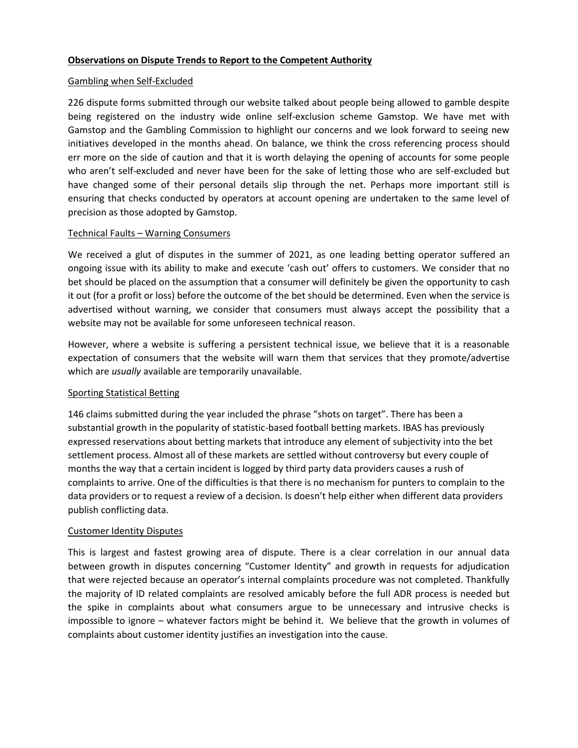## Observations on Dispute Trends to Report to the Competent Authority

### Gambling when Self-Excluded

226 dispute forms submitted through our website talked about people being allowed to gamble despite being registered on the industry wide online self-exclusion scheme Gamstop. We have met with Gamstop and the Gambling Commission to highlight our concerns and we look forward to seeing new initiatives developed in the months ahead. On balance, we think the cross referencing process should err more on the side of caution and that it is worth delaying the opening of accounts for some people who aren't self-excluded and never have been for the sake of letting those who are self-excluded but have changed some of their personal details slip through the net. Perhaps more important still is ensuring that checks conducted by operators at account opening are undertaken to the same level of precision as those adopted by Gamstop.

### Technical Faults – Warning Consumers

We received a glut of disputes in the summer of 2021, as one leading betting operator suffered an ongoing issue with its ability to make and execute 'cash out' offers to customers. We consider that no bet should be placed on the assumption that a consumer will definitely be given the opportunity to cash it out (for a profit or loss) before the outcome of the bet should be determined. Even when the service is advertised without warning, we consider that consumers must always accept the possibility that a website may not be available for some unforeseen technical reason.

However, where a website is suffering a persistent technical issue, we believe that it is a reasonable expectation of consumers that the website will warn them that services that they promote/advertise which are *usually* available are temporarily unavailable.

### Sporting Statistical Betting

146 claims submitted during the year included the phrase "shots on target". There has been a substantial growth in the popularity of statistic-based football betting markets. IBAS has previously expressed reservations about betting markets that introduce any element of subjectivity into the bet settlement process. Almost all of these markets are settled without controversy but every couple of months the way that a certain incident is logged by third party data providers causes a rush of complaints to arrive. One of the difficulties is that there is no mechanism for punters to complain to the data providers or to request a review of a decision. Is doesn't help either when different data providers publish conflicting data.

### Customer Identity Disputes

This is largest and fastest growing area of dispute. There is a clear correlation in our annual data between growth in disputes concerning "Customer Identity" and growth in requests for adjudication that were rejected because an operator's internal complaints procedure was not completed. Thankfully the majority of ID related complaints are resolved amicably before the full ADR process is needed but the spike in complaints about what consumers argue to be unnecessary and intrusive checks is impossible to ignore – whatever factors might be behind it. We believe that the growth in volumes of complaints about customer identity justifies an investigation into the cause.